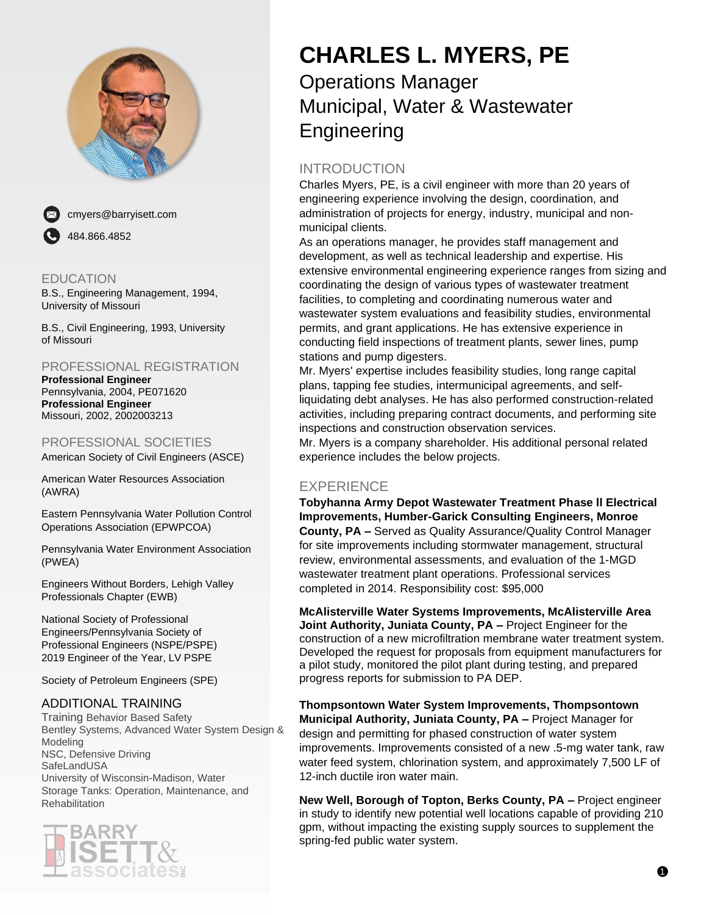# CHARLES L. MYERS, PE

Operations Manager
Municipal, Water & Wastewater Engineering

cmyers@barryisett.com

484.866.4852

## EDUCATION

B.S., Engineering Management, 1994, University of Missouri

B.S., Civil Engineering, 1993, University of Missouri

## PROFESSIONAL REGISTRATION

**Professional Engineer**
Pennsylvania, 2004, PE071620
**Professional Engineer**
Missouri, 2002, 2002003213

## PROFESSIONAL SOCIETIES

American Society of Civil Engineers (ASCE)

American Water Resources Association (AWRA)

Eastern Pennsylvania Water Pollution Control Operations Association (EPWPCOA)

Pennsylvania Water Environment Association (PWEA)

Engineers Without Borders, Lehigh Valley Professionals Chapter (EWB)

National Society of Professional Engineers/Pennsylvania Society of Professional Engineers (NSPE/PSPE) 2019 Engineer of the Year, LV PSPE

Society of Petroleum Engineers (SPE)

## ADDITIONAL TRAINING

Training Behavior Based Safety
Bentley Systems, Advanced Water System Design & Modeling
NSC, Defensive Driving
SafeLandUSA
University of Wisconsin-Madison, Water Storage Tanks: Operation, Maintenance, and Rehabilitation

## INTRODUCTION

Charles Myers, PE, is a civil engineer with more than 20 years of engineering experience involving the design, coordination, and administration of projects for energy, industry, municipal and non-municipal clients.

As an operations manager, he provides staff management and development, as well as technical leadership and expertise. His extensive environmental engineering experience ranges from sizing and coordinating the design of various types of wastewater treatment facilities, to completing and coordinating numerous water and wastewater system evaluations and feasibility studies, environmental permits, and grant applications. He has extensive experience in conducting field inspections of treatment plants, sewer lines, pump stations and pump digesters.

Mr. Myers' expertise includes feasibility studies, long range capital plans, tapping fee studies, intermunicipal agreements, and self-liquidating debt analyses. He has also performed construction-related activities, including preparing contract documents, and performing site inspections and construction observation services.

Mr. Myers is a company shareholder. His additional personal related experience includes the below projects.

## EXPERIENCE

**Tobyhanna Army Depot Wastewater Treatment Phase ll Electrical Improvements, Humber-Garick Consulting Engineers, Monroe County, PA –** Served as Quality Assurance/Quality Control Manager for site improvements including stormwater management, structural review, environmental assessments, and evaluation of the 1-MGD wastewater treatment plant operations. Professional services completed in 2014. Responsibility cost: $95,000

**McAlisterville Water Systems Improvements, McAlisterville Area Joint Authority, Juniata County, PA –** Project Engineer for the construction of a new microfiltration membrane water treatment system. Developed the request for proposals from equipment manufacturers for a pilot study, monitored the pilot plant during testing, and prepared progress reports for submission to PA DEP.

**Thompsontown Water System Improvements, Thompsontown Municipal Authority, Juniata County, PA –** Project Manager for design and permitting for phased construction of water system improvements. Improvements consisted of a new .5-mg water tank, raw water feed system, chlorination system, and approximately 7,500 LF of 12-inch ductile iron water main.

**New Well, Borough of Topton, Berks County, PA –** Project engineer in study to identify new potential well locations capable of providing 210 gpm, without impacting the existing supply sources to supplement the spring-fed public water system.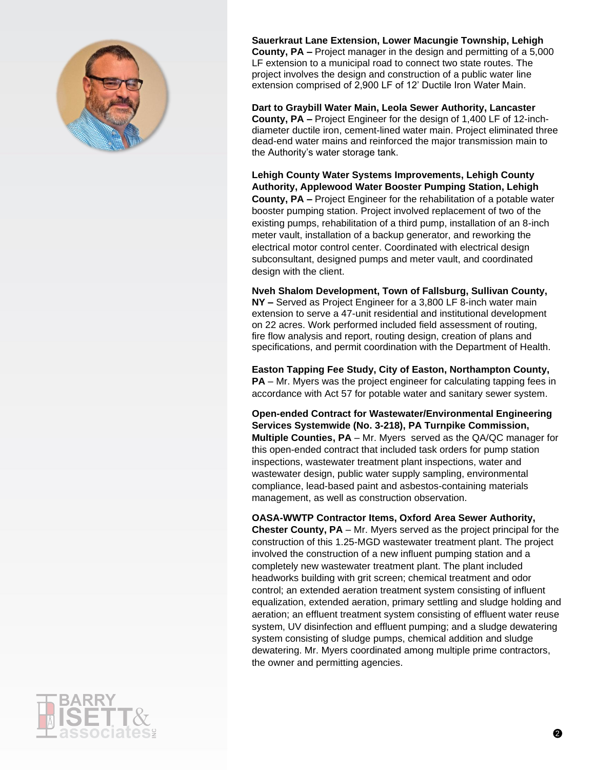**Sauerkraut Lane Extension, Lower Macungie Township, Lehigh County, PA –** Project manager in the design and permitting of a 5,000 LF extension to a municipal road to connect two state routes. The project involves the design and construction of a public water line extension comprised of 2,900 LF of 12' Ductile Iron Water Main.

**Dart to Graybill Water Main, Leola Sewer Authority, Lancaster County, PA –** Project Engineer for the design of 1,400 LF of 12-inch-diameter ductile iron, cement-lined water main. Project eliminated three dead-end water mains and reinforced the major transmission main to the Authority's water storage tank.

**Lehigh County Water Systems Improvements, Lehigh County Authority, Applewood Water Booster Pumping Station, Lehigh County, PA –** Project Engineer for the rehabilitation of a potable water booster pumping station. Project involved replacement of two of the existing pumps, rehabilitation of a third pump, installation of an 8-inch meter vault, installation of a backup generator, and reworking the electrical motor control center. Coordinated with electrical design subconsultant, designed pumps and meter vault, and coordinated design with the client.

**Nveh Shalom Development, Town of Fallsburg, Sullivan County, NY –** Served as Project Engineer for a 3,800 LF 8-inch water main extension to serve a 47-unit residential and institutional development on 22 acres. Work performed included field assessment of routing, fire flow analysis and report, routing design, creation of plans and specifications, and permit coordination with the Department of Health.

**Easton Tapping Fee Study, City of Easton, Northampton County, PA** – Mr. Myers was the project engineer for calculating tapping fees in accordance with Act 57 for potable water and sanitary sewer system.

**Open-ended Contract for Wastewater/Environmental Engineering Services Systemwide (No. 3-218), PA Turnpike Commission, Multiple Counties, PA** – Mr. Myers served as the QA/QC manager for this open-ended contract that included task orders for pump station inspections, wastewater treatment plant inspections, water and wastewater design, public water supply sampling, environmental compliance, lead-based paint and asbestos-containing materials management, as well as construction observation.

**OASA-WWTP Contractor Items, Oxford Area Sewer Authority, Chester County, PA** – Mr. Myers served as the project principal for the construction of this 1.25-MGD wastewater treatment plant. The project involved the construction of a new influent pumping station and a completely new wastewater treatment plant. The plant included headworks building with grit screen; chemical treatment and odor control; an extended aeration treatment system consisting of influent equalization, extended aeration, primary settling and sludge holding and aeration; an effluent treatment system consisting of effluent water reuse system, UV disinfection and effluent pumping; and a sludge dewatering system consisting of sludge pumps, chemical addition and sludge dewatering. Mr. Myers coordinated among multiple prime contractors, the owner and permitting agencies.